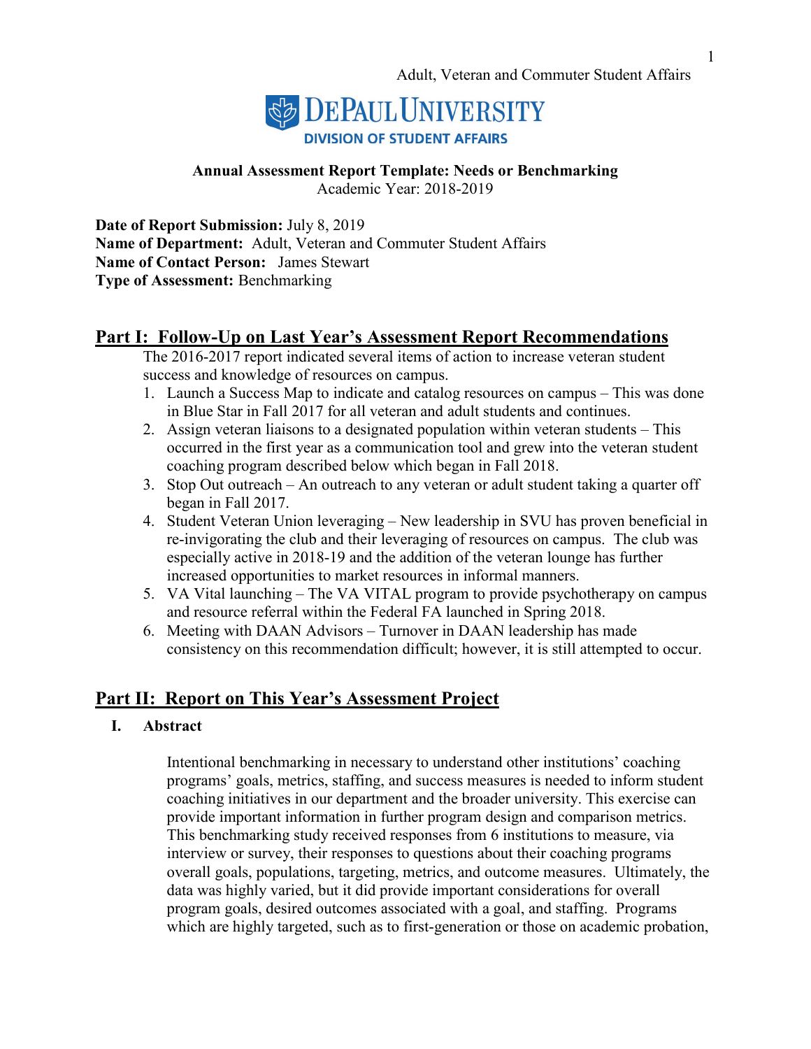Adult, Veteran and Commuter Student Affairs

DePaul University
DIVISION OF STUDENT AFFAIRS

**Annual Assessment Report Template: Needs or Benchmarking**
Academic Year: 2018-2019

**Date of Report Submission:** July 8, 2019
**Name of Department:** Adult, Veteran and Commuter Student Affairs
**Name of Contact Person:** James Stewart
**Type of Assessment:** Benchmarking

## Part I: Follow-Up on Last Year's Assessment Report Recommendations

The 2016-2017 report indicated several items of action to increase veteran student success and knowledge of resources on campus.

1. Launch a Success Map to indicate and catalog resources on campus – This was done in Blue Star in Fall 2017 for all veteran and adult students and continues.
2. Assign veteran liaisons to a designated population within veteran students – This occurred in the first year as a communication tool and grew into the veteran student coaching program described below which began in Fall 2018.
3. Stop Out outreach – An outreach to any veteran or adult student taking a quarter off began in Fall 2017.
4. Student Veteran Union leveraging – New leadership in SVU has proven beneficial in re-invigorating the club and their leveraging of resources on campus. The club was especially active in 2018-19 and the addition of the veteran lounge has further increased opportunities to market resources in informal manners.
5. VA Vital launching – The VA VITAL program to provide psychotherapy on campus and resource referral within the Federal FA launched in Spring 2018.
6. Meeting with DAAN Advisors – Turnover in DAAN leadership has made consistency on this recommendation difficult; however, it is still attempted to occur.

## Part II: Report on This Year's Assessment Project

### I. Abstract

Intentional benchmarking in necessary to understand other institutions' coaching programs' goals, metrics, staffing, and success measures is needed to inform student coaching initiatives in our department and the broader university. This exercise can provide important information in further program design and comparison metrics. This benchmarking study received responses from 6 institutions to measure, via interview or survey, their responses to questions about their coaching programs overall goals, populations, targeting, metrics, and outcome measures. Ultimately, the data was highly varied, but it did provide important considerations for overall program goals, desired outcomes associated with a goal, and staffing. Programs which are highly targeted, such as to first-generation or those on academic probation,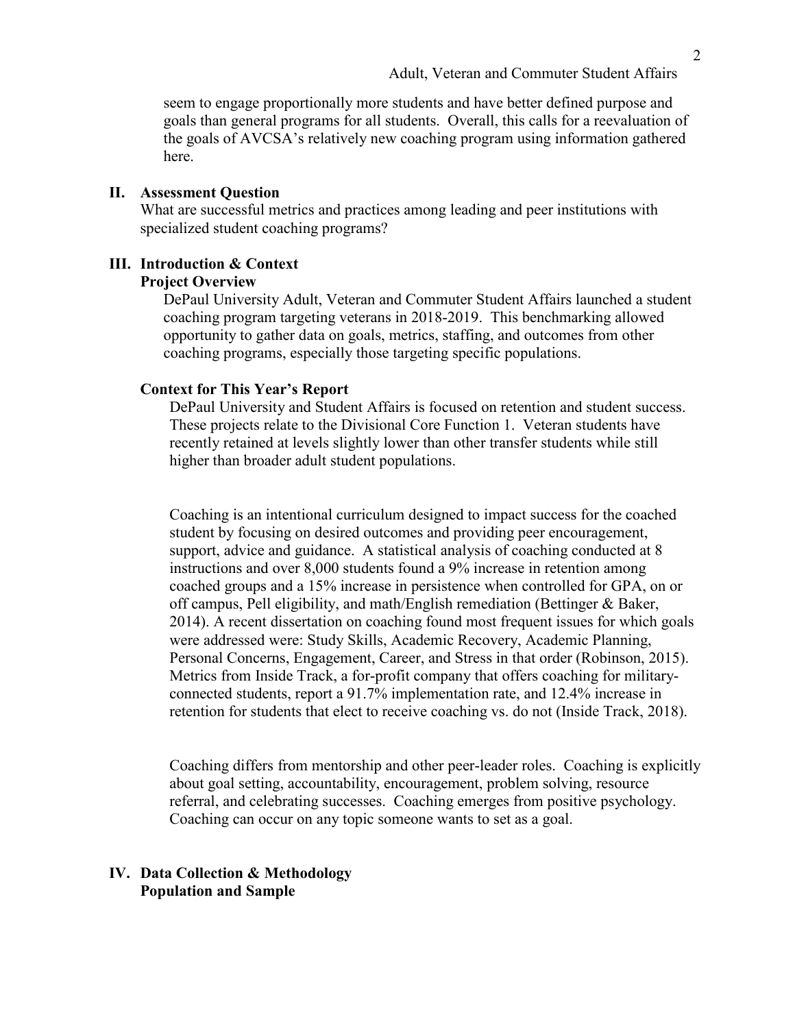seem to engage proportionally more students and have better defined purpose and goals than general programs for all students. Overall, this calls for a reevaluation of the goals of AVCSA's relatively new coaching program using information gathered here.

## II. Assessment Question

What are successful metrics and practices among leading and peer institutions with specialized student coaching programs?

## III. Introduction & Context

### Project Overview

DePaul University Adult, Veteran and Commuter Student Affairs launched a student coaching program targeting veterans in 2018-2019. This benchmarking allowed opportunity to gather data on goals, metrics, staffing, and outcomes from other coaching programs, especially those targeting specific populations.

### Context for This Year's Report

DePaul University and Student Affairs is focused on retention and student success. These projects relate to the Divisional Core Function 1. Veteran students have recently retained at levels slightly lower than other transfer students while still higher than broader adult student populations.

Coaching is an intentional curriculum designed to impact success for the coached student by focusing on desired outcomes and providing peer encouragement, support, advice and guidance. A statistical analysis of coaching conducted at 8 instructions and over 8,000 students found a 9% increase in retention among coached groups and a 15% increase in persistence when controlled for GPA, on or off campus, Pell eligibility, and math/English remediation (Bettinger & Baker, 2014). A recent dissertation on coaching found most frequent issues for which goals were addressed were: Study Skills, Academic Recovery, Academic Planning, Personal Concerns, Engagement, Career, and Stress in that order (Robinson, 2015). Metrics from Inside Track, a for-profit company that offers coaching for military-connected students, report a 91.7% implementation rate, and 12.4% increase in retention for students that elect to receive coaching vs. do not (Inside Track, 2018).

Coaching differs from mentorship and other peer-leader roles. Coaching is explicitly about goal setting, accountability, encouragement, problem solving, resource referral, and celebrating successes. Coaching emerges from positive psychology. Coaching can occur on any topic someone wants to set as a goal.

## IV. Data Collection & Methodology

### Population and Sample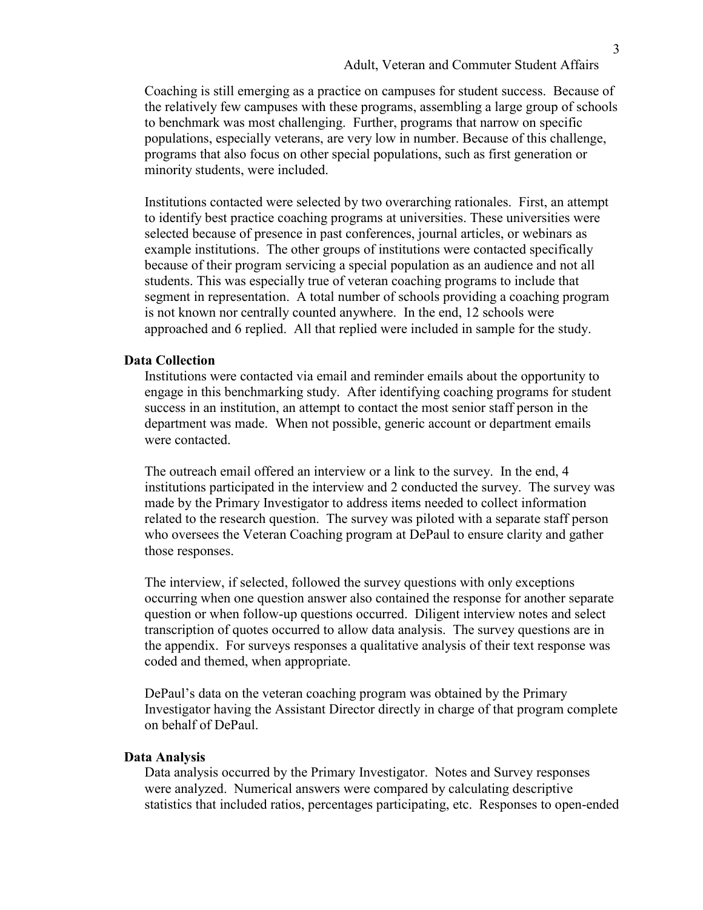Coaching is still emerging as a practice on campuses for student success. Because of the relatively few campuses with these programs, assembling a large group of schools to benchmark was most challenging. Further, programs that narrow on specific populations, especially veterans, are very low in number. Because of this challenge, programs that also focus on other special populations, such as first generation or minority students, were included.

Institutions contacted were selected by two overarching rationales. First, an attempt to identify best practice coaching programs at universities. These universities were selected because of presence in past conferences, journal articles, or webinars as example institutions. The other groups of institutions were contacted specifically because of their program servicing a special population as an audience and not all students. This was especially true of veteran coaching programs to include that segment in representation. A total number of schools providing a coaching program is not known nor centrally counted anywhere. In the end, 12 schools were approached and 6 replied. All that replied were included in sample for the study.

**Data Collection**

Institutions were contacted via email and reminder emails about the opportunity to engage in this benchmarking study. After identifying coaching programs for student success in an institution, an attempt to contact the most senior staff person in the department was made. When not possible, generic account or department emails were contacted.

The outreach email offered an interview or a link to the survey. In the end, 4 institutions participated in the interview and 2 conducted the survey. The survey was made by the Primary Investigator to address items needed to collect information related to the research question. The survey was piloted with a separate staff person who oversees the Veteran Coaching program at DePaul to ensure clarity and gather those responses.

The interview, if selected, followed the survey questions with only exceptions occurring when one question answer also contained the response for another separate question or when follow-up questions occurred. Diligent interview notes and select transcription of quotes occurred to allow data analysis. The survey questions are in the appendix. For surveys responses a qualitative analysis of their text response was coded and themed, when appropriate.

DePaul's data on the veteran coaching program was obtained by the Primary Investigator having the Assistant Director directly in charge of that program complete on behalf of DePaul.

**Data Analysis**

Data analysis occurred by the Primary Investigator. Notes and Survey responses were analyzed. Numerical answers were compared by calculating descriptive statistics that included ratios, percentages participating, etc. Responses to open-ended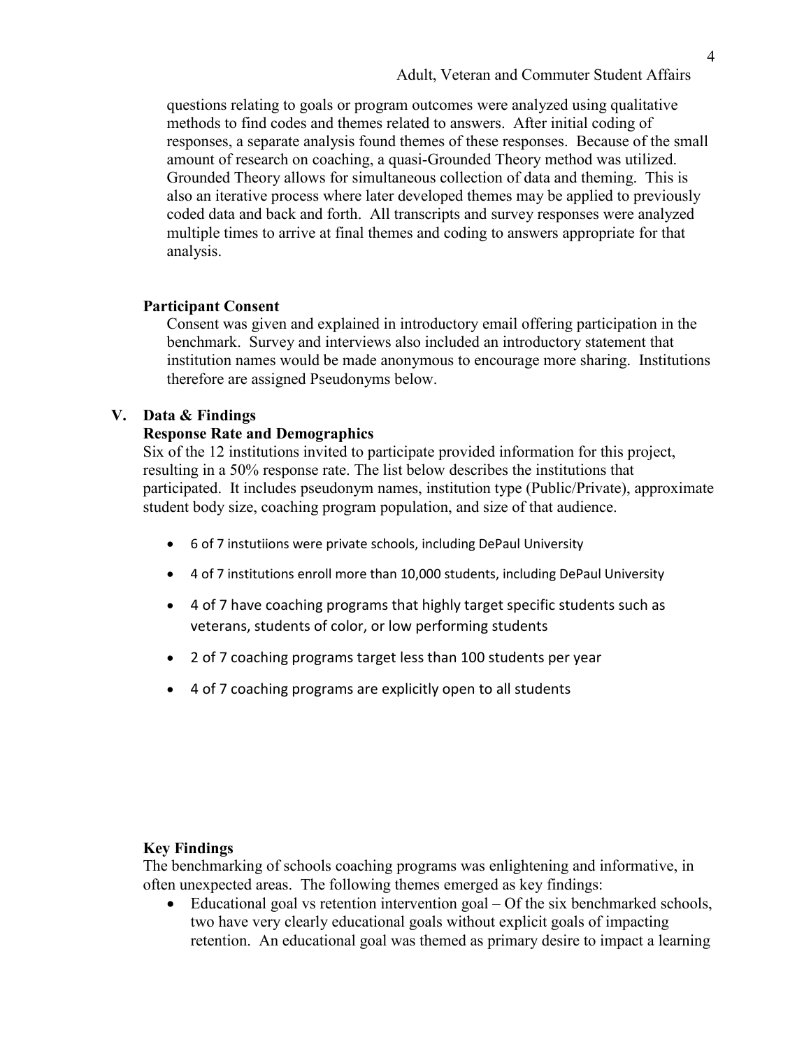questions relating to goals or program outcomes were analyzed using qualitative methods to find codes and themes related to answers. After initial coding of responses, a separate analysis found themes of these responses. Because of the small amount of research on coaching, a quasi-Grounded Theory method was utilized. Grounded Theory allows for simultaneous collection of data and theming. This is also an iterative process where later developed themes may be applied to previously coded data and back and forth. All transcripts and survey responses were analyzed multiple times to arrive at final themes and coding to answers appropriate for that analysis.

### Participant Consent

Consent was given and explained in introductory email offering participation in the benchmark. Survey and interviews also included an introductory statement that institution names would be made anonymous to encourage more sharing. Institutions therefore are assigned Pseudonyms below.

## V. Data & Findings

### Response Rate and Demographics

Six of the 12 institutions invited to participate provided information for this project, resulting in a 50% response rate. The list below describes the institutions that participated. It includes pseudonym names, institution type (Public/Private), approximate student body size, coaching program population, and size of that audience.

- 6 of 7 instutiions were private schools, including DePaul University
- 4 of 7 institutions enroll more than 10,000 students, including DePaul University
- 4 of 7 have coaching programs that highly target specific students such as veterans, students of color, or low performing students
- 2 of 7 coaching programs target less than 100 students per year
- 4 of 7 coaching programs are explicitly open to all students

### Key Findings

The benchmarking of schools coaching programs was enlightening and informative, in often unexpected areas. The following themes emerged as key findings:

- Educational goal vs retention intervention goal – Of the six benchmarked schools, two have very clearly educational goals without explicit goals of impacting retention. An educational goal was themed as primary desire to impact a learning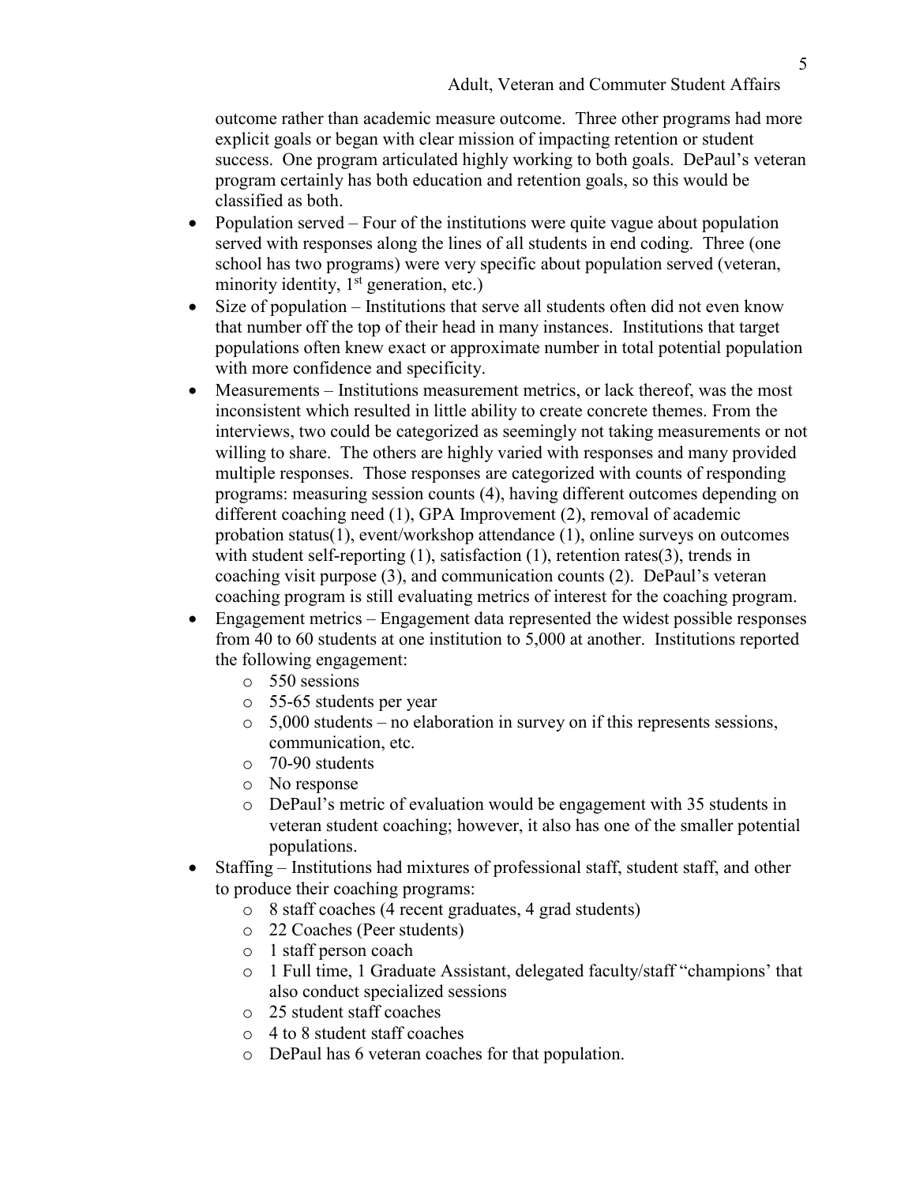outcome rather than academic measure outcome. Three other programs had more explicit goals or began with clear mission of impacting retention or student success. One program articulated highly working to both goals. DePaul's veteran program certainly has both education and retention goals, so this would be classified as both.

- Population served – Four of the institutions were quite vague about population served with responses along the lines of all students in end coding. Three (one school has two programs) were very specific about population served (veteran, minority identity, 1st generation, etc.)
- Size of population – Institutions that serve all students often did not even know that number off the top of their head in many instances. Institutions that target populations often knew exact or approximate number in total potential population with more confidence and specificity.
- Measurements – Institutions measurement metrics, or lack thereof, was the most inconsistent which resulted in little ability to create concrete themes. From the interviews, two could be categorized as seemingly not taking measurements or not willing to share. The others are highly varied with responses and many provided multiple responses. Those responses are categorized with counts of responding programs: measuring session counts (4), having different outcomes depending on different coaching need (1), GPA Improvement (2), removal of academic probation status(1), event/workshop attendance (1), online surveys on outcomes with student self-reporting (1), satisfaction (1), retention rates(3), trends in coaching visit purpose (3), and communication counts (2). DePaul's veteran coaching program is still evaluating metrics of interest for the coaching program.
- Engagement metrics – Engagement data represented the widest possible responses from 40 to 60 students at one institution to 5,000 at another. Institutions reported the following engagement:
  - 550 sessions
  - 55-65 students per year
  - 5,000 students – no elaboration in survey on if this represents sessions, communication, etc.
  - 70-90 students
  - No response
  - DePaul's metric of evaluation would be engagement with 35 students in veteran student coaching; however, it also has one of the smaller potential populations.
- Staffing – Institutions had mixtures of professional staff, student staff, and other to produce their coaching programs:
  - 8 staff coaches (4 recent graduates, 4 grad students)
  - 22 Coaches (Peer students)
  - 1 staff person coach
  - 1 Full time, 1 Graduate Assistant, delegated faculty/staff "champions' that also conduct specialized sessions
  - 25 student staff coaches
  - 4 to 8 student staff coaches
  - DePaul has 6 veteran coaches for that population.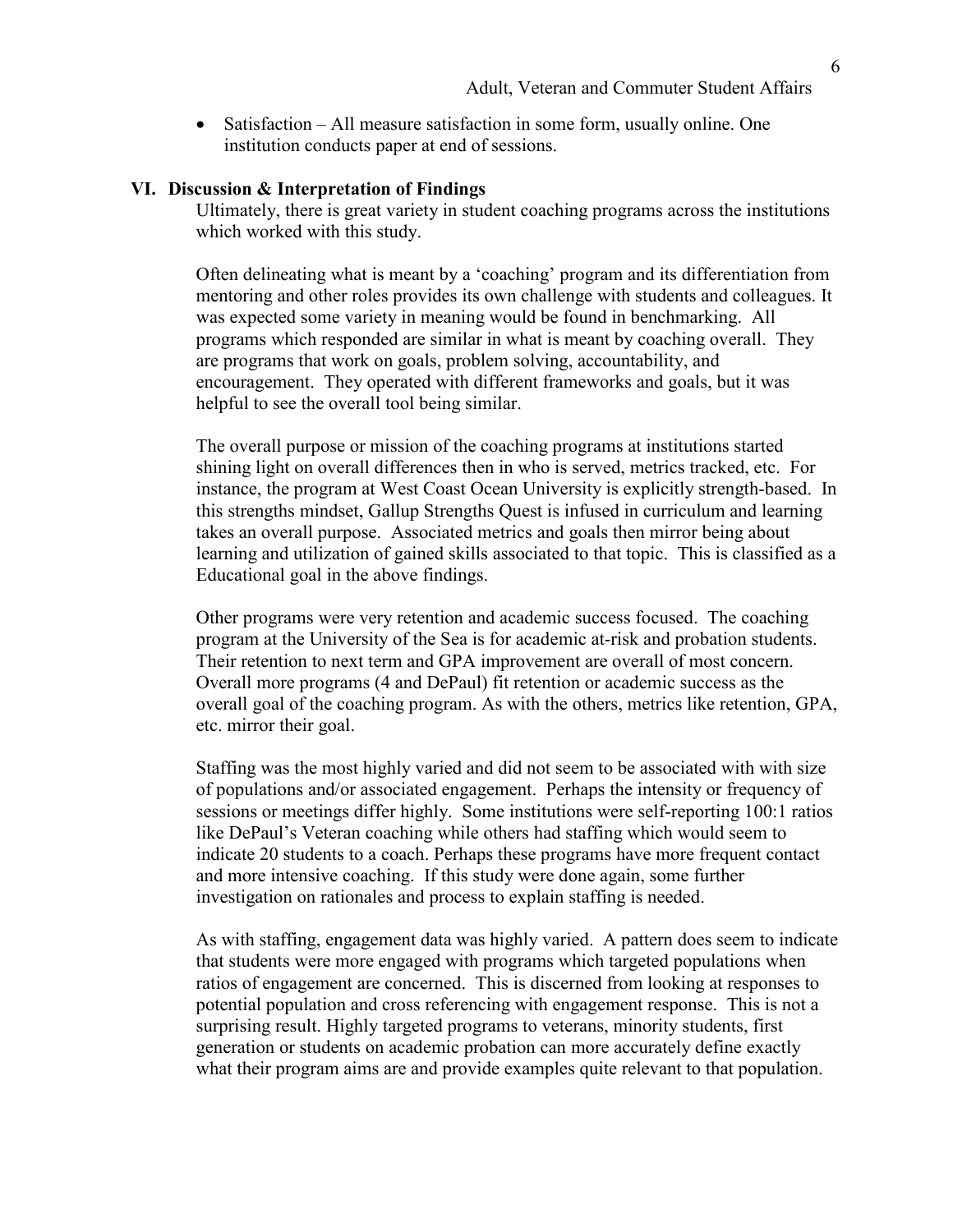- Satisfaction – All measure satisfaction in some form, usually online. One institution conducts paper at end of sessions.

## VI. Discussion & Interpretation of Findings

Ultimately, there is great variety in student coaching programs across the institutions which worked with this study.

Often delineating what is meant by a 'coaching' program and its differentiation from mentoring and other roles provides its own challenge with students and colleagues. It was expected some variety in meaning would be found in benchmarking. All programs which responded are similar in what is meant by coaching overall. They are programs that work on goals, problem solving, accountability, and encouragement. They operated with different frameworks and goals, but it was helpful to see the overall tool being similar.

The overall purpose or mission of the coaching programs at institutions started shining light on overall differences then in who is served, metrics tracked, etc. For instance, the program at West Coast Ocean University is explicitly strength-based. In this strengths mindset, Gallup Strengths Quest is infused in curriculum and learning takes an overall purpose. Associated metrics and goals then mirror being about learning and utilization of gained skills associated to that topic. This is classified as a Educational goal in the above findings.

Other programs were very retention and academic success focused. The coaching program at the University of the Sea is for academic at-risk and probation students. Their retention to next term and GPA improvement are overall of most concern. Overall more programs (4 and DePaul) fit retention or academic success as the overall goal of the coaching program. As with the others, metrics like retention, GPA, etc. mirror their goal.

Staffing was the most highly varied and did not seem to be associated with with size of populations and/or associated engagement. Perhaps the intensity or frequency of sessions or meetings differ highly. Some institutions were self-reporting 100:1 ratios like DePaul's Veteran coaching while others had staffing which would seem to indicate 20 students to a coach. Perhaps these programs have more frequent contact and more intensive coaching. If this study were done again, some further investigation on rationales and process to explain staffing is needed.

As with staffing, engagement data was highly varied. A pattern does seem to indicate that students were more engaged with programs which targeted populations when ratios of engagement are concerned. This is discerned from looking at responses to potential population and cross referencing with engagement response. This is not a surprising result. Highly targeted programs to veterans, minority students, first generation or students on academic probation can more accurately define exactly what their program aims are and provide examples quite relevant to that population.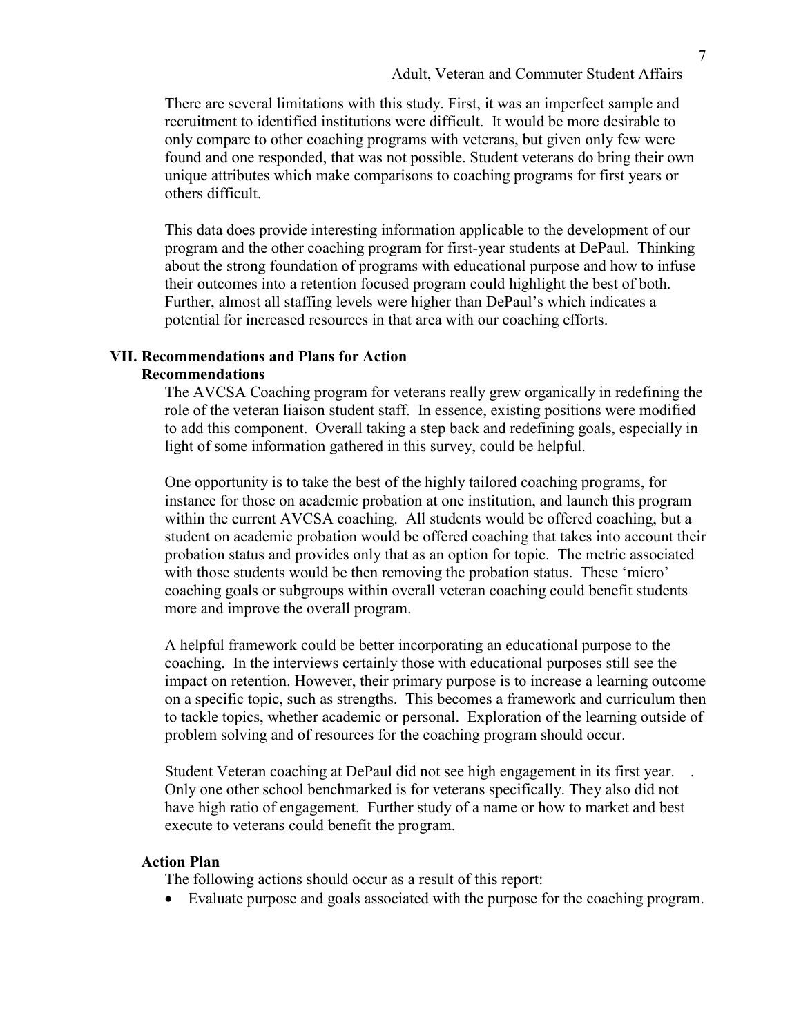There are several limitations with this study. First, it was an imperfect sample and recruitment to identified institutions were difficult. It would be more desirable to only compare to other coaching programs with veterans, but given only few were found and one responded, that was not possible. Student veterans do bring their own unique attributes which make comparisons to coaching programs for first years or others difficult.

This data does provide interesting information applicable to the development of our program and the other coaching program for first-year students at DePaul. Thinking about the strong foundation of programs with educational purpose and how to infuse their outcomes into a retention focused program could highlight the best of both. Further, almost all staffing levels were higher than DePaul's which indicates a potential for increased resources in that area with our coaching efforts.

## VII. Recommendations and Plans for Action

### Recommendations

The AVCSA Coaching program for veterans really grew organically in redefining the role of the veteran liaison student staff. In essence, existing positions were modified to add this component. Overall taking a step back and redefining goals, especially in light of some information gathered in this survey, could be helpful.

One opportunity is to take the best of the highly tailored coaching programs, for instance for those on academic probation at one institution, and launch this program within the current AVCSA coaching. All students would be offered coaching, but a student on academic probation would be offered coaching that takes into account their probation status and provides only that as an option for topic. The metric associated with those students would be then removing the probation status. These 'micro' coaching goals or subgroups within overall veteran coaching could benefit students more and improve the overall program.

A helpful framework could be better incorporating an educational purpose to the coaching. In the interviews certainly those with educational purposes still see the impact on retention. However, their primary purpose is to increase a learning outcome on a specific topic, such as strengths. This becomes a framework and curriculum then to tackle topics, whether academic or personal. Exploration of the learning outside of problem solving and of resources for the coaching program should occur.

Student Veteran coaching at DePaul did not see high engagement in its first year. . Only one other school benchmarked is for veterans specifically. They also did not have high ratio of engagement. Further study of a name or how to market and best execute to veterans could benefit the program.

### Action Plan

The following actions should occur as a result of this report:

- Evaluate purpose and goals associated with the purpose for the coaching program.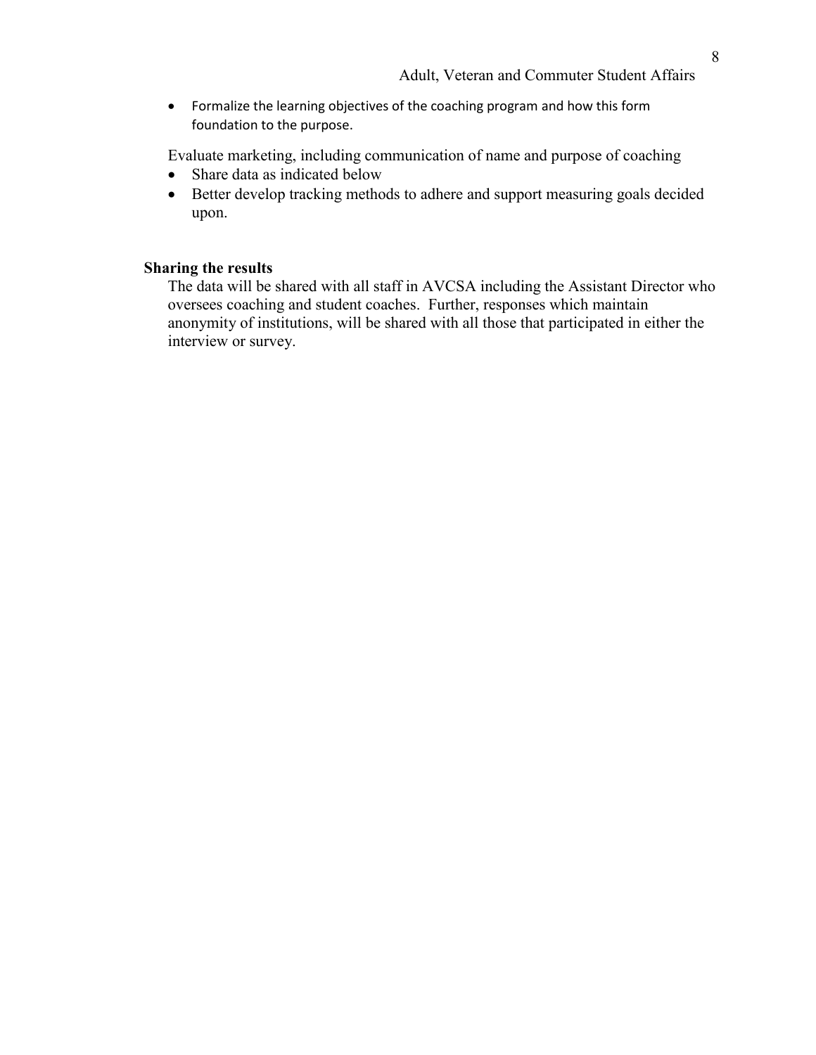- Formalize the learning objectives of the coaching program and how this form foundation to the purpose.

Evaluate marketing, including communication of name and purpose of coaching

- Share data as indicated below
- Better develop tracking methods to adhere and support measuring goals decided upon.

**Sharing the results**

The data will be shared with all staff in AVCSA including the Assistant Director who oversees coaching and student coaches. Further, responses which maintain anonymity of institutions, will be shared with all those that participated in either the interview or survey.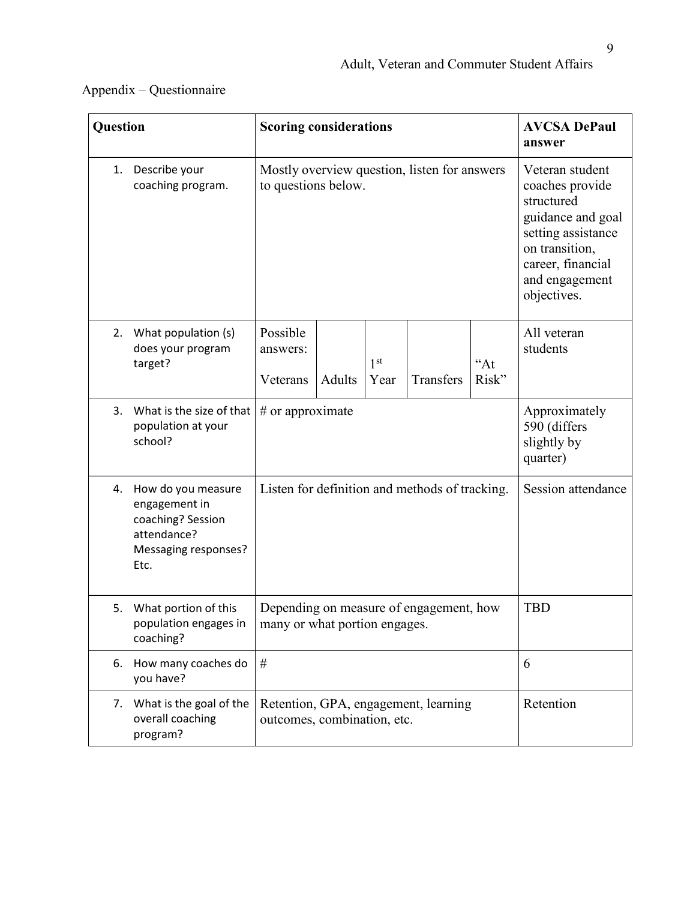Appendix – Questionnaire

| Question | Scoring considerations | | | | | AVCSA DePaul answer |
|---|---|---|---|---|---|---|
| 1. Describe your coaching program. | Mostly overview question, listen for answers to questions below. | | | | | Veteran student coaches provide structured guidance and goal setting assistance on transition, career, financial and engagement objectives. |
| 2. What population (s) does your program target? | Possible answers: Veterans | Adults | 1st Year | Transfers | "At Risk" | All veteran students |
| 3. What is the size of that population at your school? | # or approximate | | | | | Approximately 590 (differs slightly by quarter) |
| 4. How do you measure engagement in coaching? Session attendance? Messaging responses? Etc. | Listen for definition and methods of tracking. | | | | | Session attendance |
| 5. What portion of this population engages in coaching? | Depending on measure of engagement, how many or what portion engages. | | | | | TBD |
| 6. How many coaches do you have? | # | | | | | 6 |
| 7. What is the goal of the overall coaching program? | Retention, GPA, engagement, learning outcomes, combination, etc. | | | | | Retention |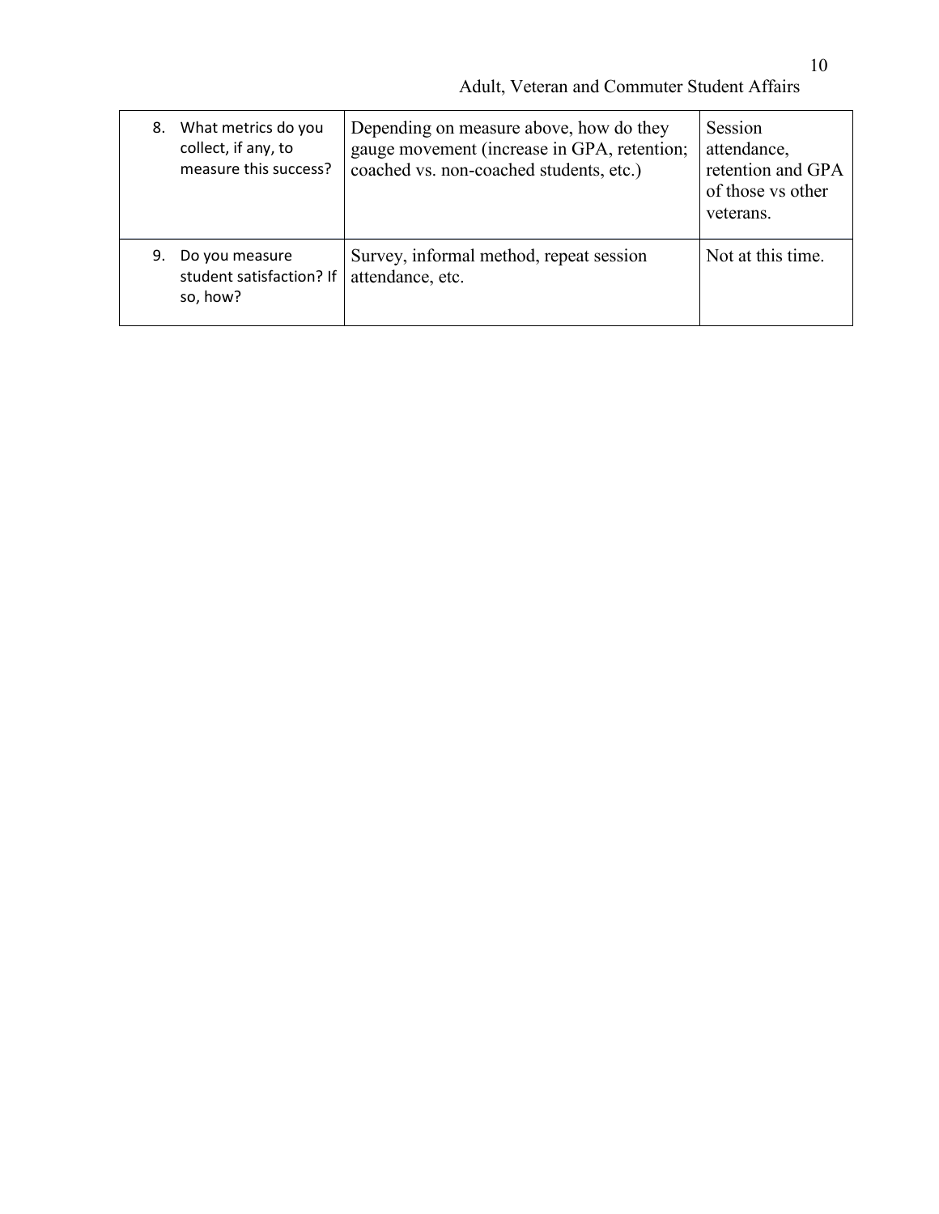| | | |
|---|---|---|
| 8. What metrics do you collect, if any, to measure this success? | Depending on measure above, how do they gauge movement (increase in GPA, retention; coached vs. non-coached students, etc.) | Session attendance, retention and GPA of those vs other veterans. |
| 9. Do you measure student satisfaction? If so, how? | Survey, informal method, repeat session attendance, etc. | Not at this time. |